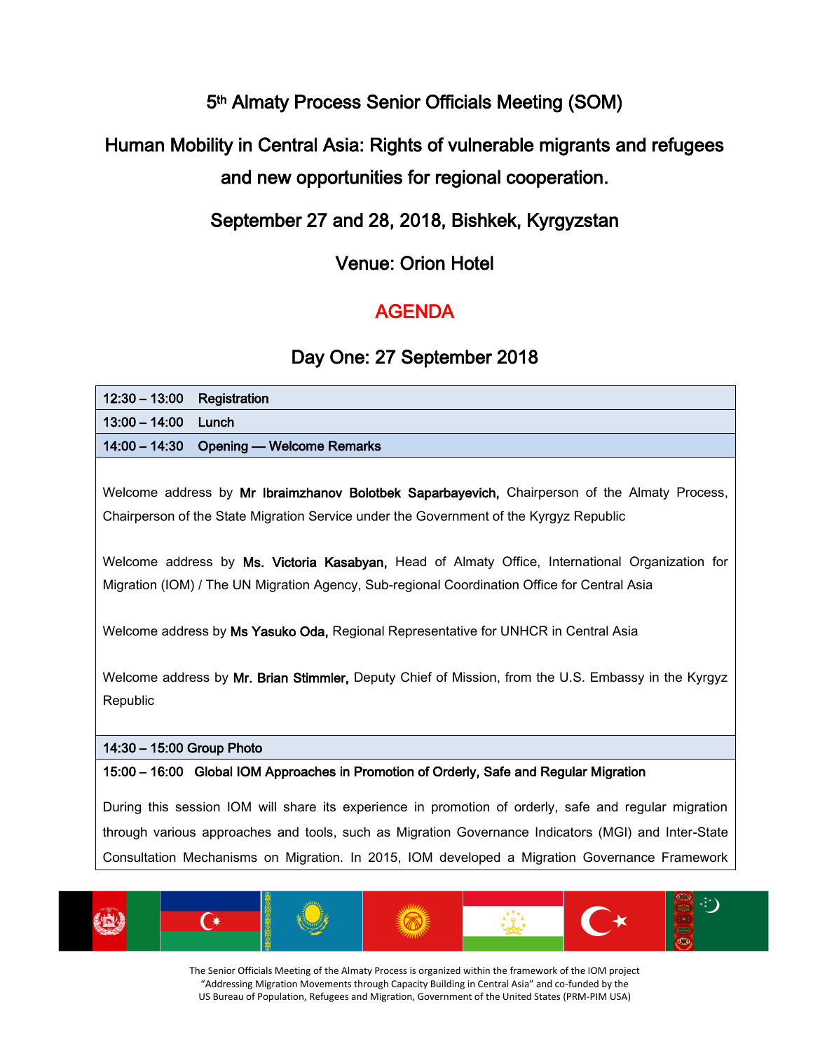# 5th Almaty Process Senior Officials Meeting (SOM)

## Human Mobility in Central Asia: Rights of vulnerable migrants and refugees and new opportunities for regional cooperation.

### September 27 and 28, 2018, Bishkek, Kyrgyzstan

### Venue: Orion Hotel

## AGENDA

### Day One: 27 September 2018

**12:30 – 13:00 Registration**

**13:00 – 14:00 Lunch**

**14:00 – 14:30 Opening — Welcome Remarks**

Welcome address by **Mr Ibraimzhanov Bolotbek Saparbayevich,** Chairperson of the Almaty Process, Chairperson of the State Migration Service under the Government of the Kyrgyz Republic

Welcome address by **Ms. Victoria Kasabyan,** Head of Almaty Office, International Organization for Migration (IOM) / The UN Migration Agency, Sub-regional Coordination Office for Central Asia

Welcome address by **Ms Yasuko Oda,** Regional Representative for UNHCR in Central Asia

Welcome address by **Mr. Brian Stimmler,** Deputy Chief of Mission, from the U.S. Embassy in the Kyrgyz Republic

**14:30 – 15:00 Group Photo**

**15:00 – 16:00 Global IOM Approaches in Promotion of Orderly, Safe and Regular Migration**

During this session IOM will share its experience in promotion of orderly, safe and regular migration through various approaches and tools, such as Migration Governance Indicators (MGI) and Inter-State Consultation Mechanisms on Migration. In 2015, IOM developed a Migration Governance Framework

The Senior Officials Meeting of the Almaty Process is organized within the framework of the IOM project "Addressing Migration Movements through Capacity Building in Central Asia" and co-funded by the US Bureau of Population, Refugees and Migration, Government of the United States (PRM-PIM USA)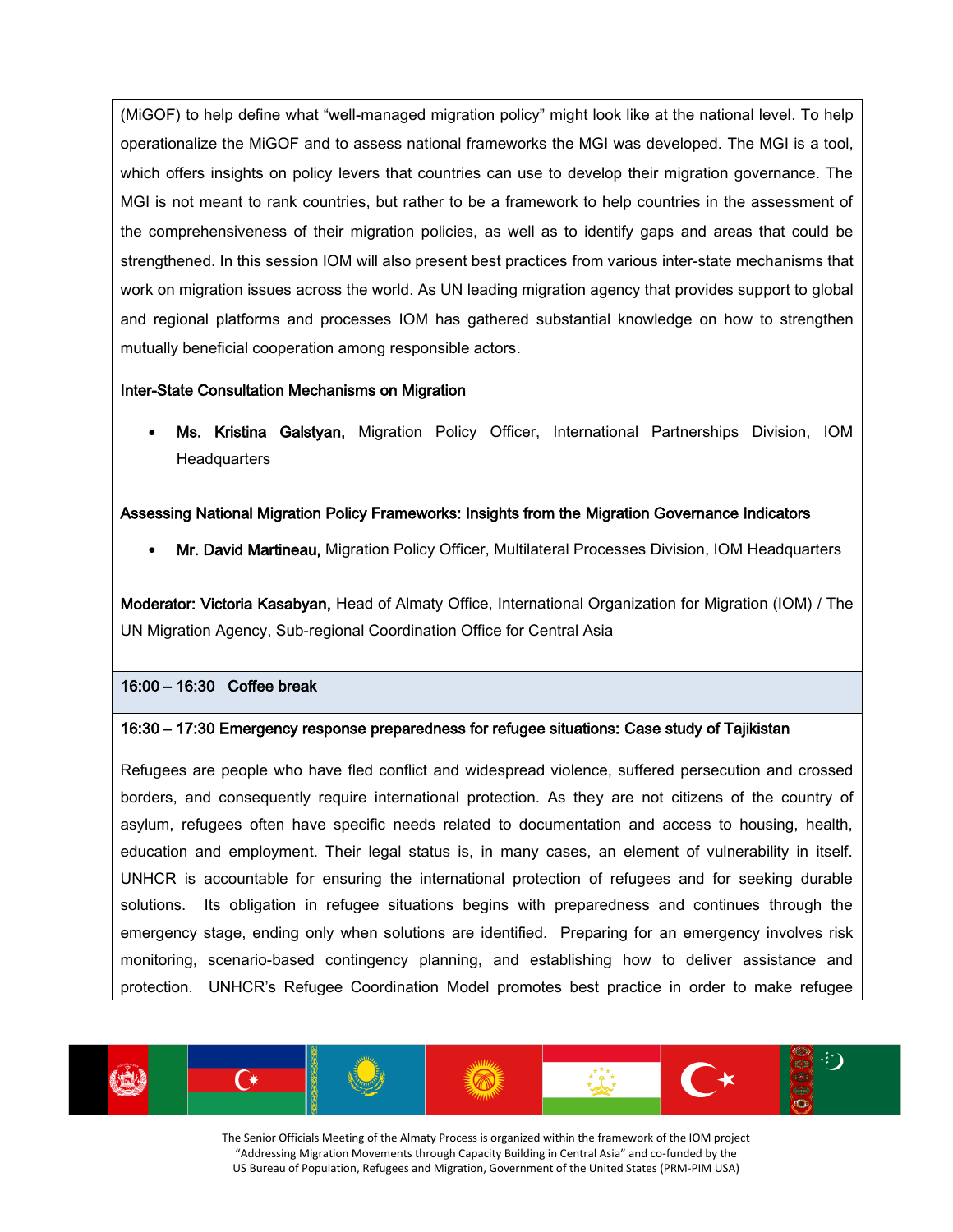(MiGOF) to help define what "well-managed migration policy" might look like at the national level. To help operationalize the MiGOF and to assess national frameworks the MGI was developed. The MGI is a tool, which offers insights on policy levers that countries can use to develop their migration governance. The MGI is not meant to rank countries, but rather to be a framework to help countries in the assessment of the comprehensiveness of their migration policies, as well as to identify gaps and areas that could be strengthened. In this session IOM will also present best practices from various inter-state mechanisms that work on migration issues across the world. As UN leading migration agency that provides support to global and regional platforms and processes IOM has gathered substantial knowledge on how to strengthen mutually beneficial cooperation among responsible actors.

**Inter-State Consultation Mechanisms on Migration**

- **Ms. Kristina Galstyan,** Migration Policy Officer, International Partnerships Division, IOM Headquarters

**Assessing National Migration Policy Frameworks: Insights from the Migration Governance Indicators**

- **Mr. David Martineau,** Migration Policy Officer, Multilateral Processes Division, IOM Headquarters

**Moderator: Victoria Kasabyan,** Head of Almaty Office, International Organization for Migration (IOM) / The UN Migration Agency, Sub-regional Coordination Office for Central Asia

**16:00 – 16:30 Coffee break**

**16:30 – 17:30 Emergency response preparedness for refugee situations: Case study of Tajikistan**

Refugees are people who have fled conflict and widespread violence, suffered persecution and crossed borders, and consequently require international protection. As they are not citizens of the country of asylum, refugees often have specific needs related to documentation and access to housing, health, education and employment. Their legal status is, in many cases, an element of vulnerability in itself. UNHCR is accountable for ensuring the international protection of refugees and for seeking durable solutions. Its obligation in refugee situations begins with preparedness and continues through the emergency stage, ending only when solutions are identified. Preparing for an emergency involves risk monitoring, scenario-based contingency planning, and establishing how to deliver assistance and protection. UNHCR's Refugee Coordination Model promotes best practice in order to make refugee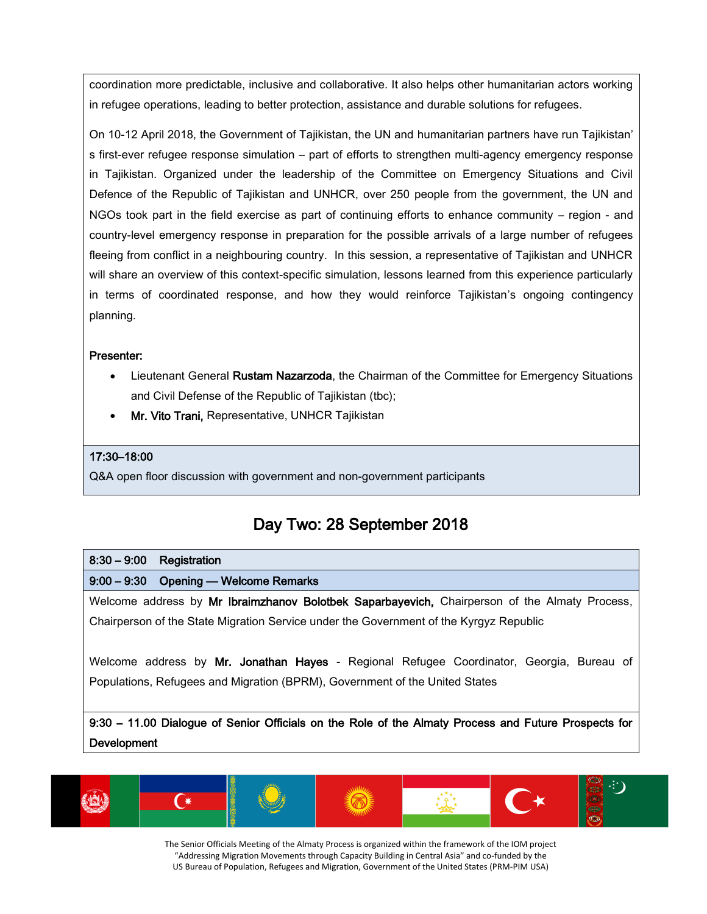coordination more predictable, inclusive and collaborative. It also helps other humanitarian actors working in refugee operations, leading to better protection, assistance and durable solutions for refugees.

On 10-12 April 2018, the Government of Tajikistan, the UN and humanitarian partners have run Tajikistan' s first-ever refugee response simulation – part of efforts to strengthen multi-agency emergency response in Tajikistan. Organized under the leadership of the Committee on Emergency Situations and Civil Defence of the Republic of Tajikistan and UNHCR, over 250 people from the government, the UN and NGOs took part in the field exercise as part of continuing efforts to enhance community – region - and country-level emergency response in preparation for the possible arrivals of a large number of refugees fleeing from conflict in a neighbouring country. In this session, a representative of Tajikistan and UNHCR will share an overview of this context-specific simulation, lessons learned from this experience particularly in terms of coordinated response, and how they would reinforce Tajikistan's ongoing contingency planning.

**Presenter:**

- Lieutenant General **Rustam Nazarzoda**, the Chairman of the Committee for Emergency Situations and Civil Defense of the Republic of Tajikistan (tbc);
- **Mr. Vito Trani,** Representative, UNHCR Tajikistan

**17:30–18:00**
Q&A open floor discussion with government and non-government participants

## Day Two: 28 September 2018

**8:30 – 9:00 Registration**

**9:00 – 9:30 Opening — Welcome Remarks**

Welcome address by **Mr Ibraimzhanov Bolotbek Saparbayevich,** Chairperson of the Almaty Process, Chairperson of the State Migration Service under the Government of the Kyrgyz Republic

Welcome address by **Mr. Jonathan Hayes** - Regional Refugee Coordinator, Georgia, Bureau of Populations, Refugees and Migration (BPRM), Government of the United States

**9:30 – 11.00 Dialogue of Senior Officials on the Role of the Almaty Process and Future Prospects for Development**

The Senior Officials Meeting of the Almaty Process is organized within the framework of the IOM project "Addressing Migration Movements through Capacity Building in Central Asia" and co-funded by the US Bureau of Population, Refugees and Migration, Government of the United States (PRM-PIM USA)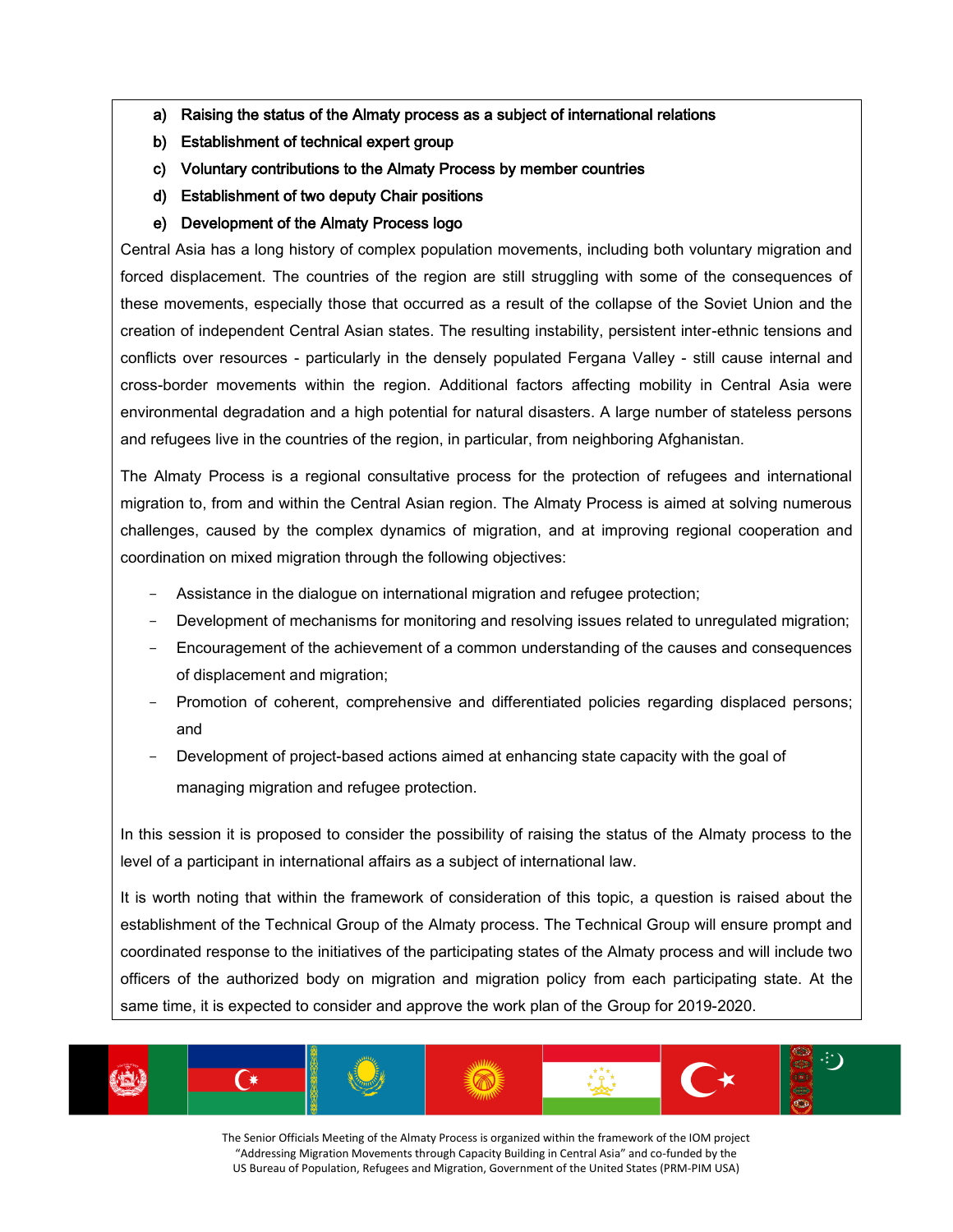a) **Raising the status of the Almaty process as a subject of international relations**
b) **Establishment of technical expert group**
c) **Voluntary contributions to the Almaty Process by member countries**
d) **Establishment of two deputy Chair positions**
e) **Development of the Almaty Process logo**

Central Asia has a long history of complex population movements, including both voluntary migration and forced displacement. The countries of the region are still struggling with some of the consequences of these movements, especially those that occurred as a result of the collapse of the Soviet Union and the creation of independent Central Asian states. The resulting instability, persistent inter-ethnic tensions and conflicts over resources - particularly in the densely populated Fergana Valley - still cause internal and cross-border movements within the region. Additional factors affecting mobility in Central Asia were environmental degradation and a high potential for natural disasters. A large number of stateless persons and refugees live in the countries of the region, in particular, from neighboring Afghanistan.

The Almaty Process is a regional consultative process for the protection of refugees and international migration to, from and within the Central Asian region. The Almaty Process is aimed at solving numerous challenges, caused by the complex dynamics of migration, and at improving regional cooperation and coordination on mixed migration through the following objectives:

- Assistance in the dialogue on international migration and refugee protection;
- Development of mechanisms for monitoring and resolving issues related to unregulated migration;
- Encouragement of the achievement of a common understanding of the causes and consequences of displacement and migration;
- Promotion of coherent, comprehensive and differentiated policies regarding displaced persons; and
- Development of project-based actions aimed at enhancing state capacity with the goal of managing migration and refugee protection.

In this session it is proposed to consider the possibility of raising the status of the Almaty process to the level of a participant in international affairs as a subject of international law.

It is worth noting that within the framework of consideration of this topic, a question is raised about the establishment of the Technical Group of the Almaty process. The Technical Group will ensure prompt and coordinated response to the initiatives of the participating states of the Almaty process and will include two officers of the authorized body on migration and migration policy from each participating state. At the same time, it is expected to consider and approve the work plan of the Group for 2019-2020.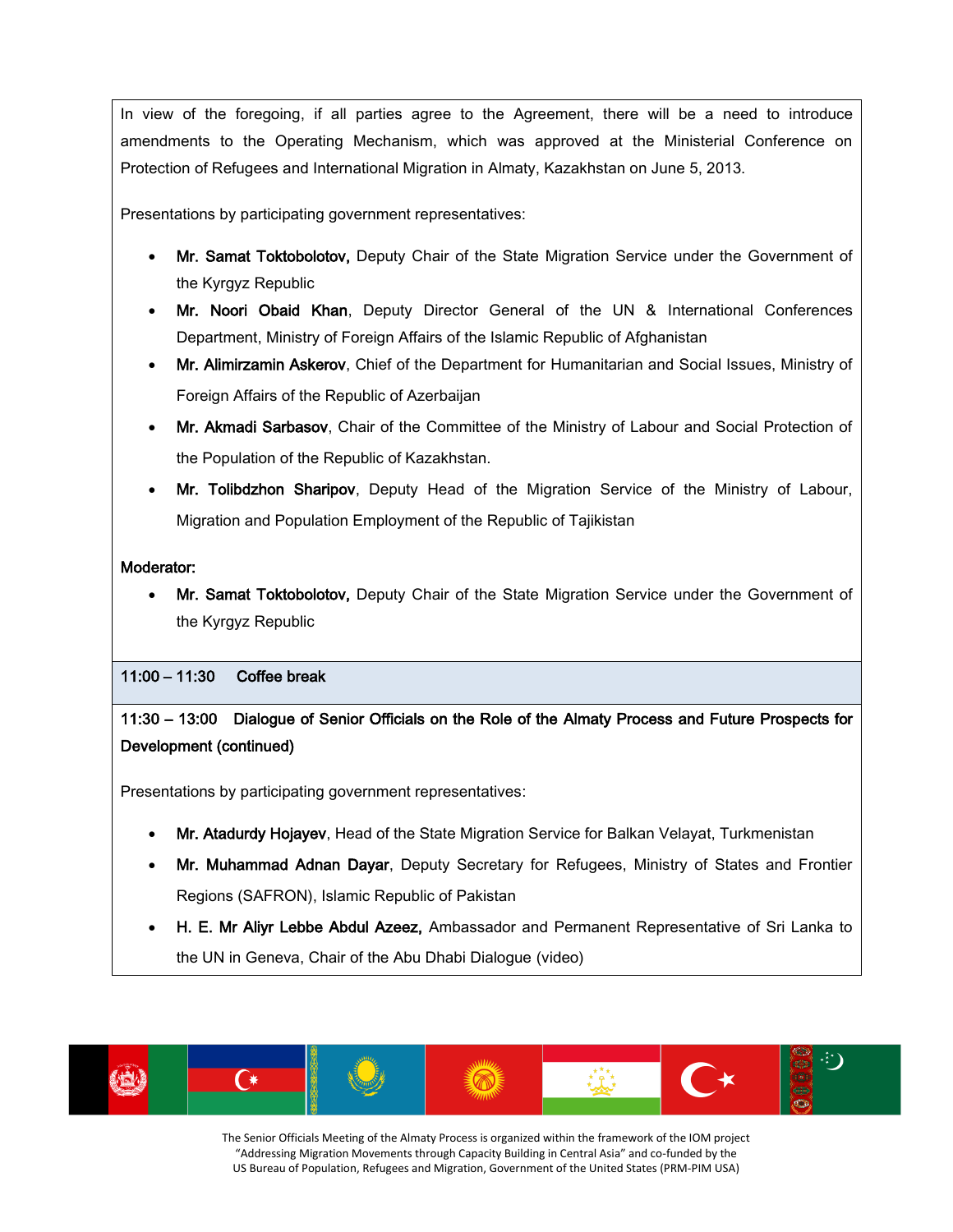In view of the foregoing, if all parties agree to the Agreement, there will be a need to introduce amendments to the Operating Mechanism, which was approved at the Ministerial Conference on Protection of Refugees and International Migration in Almaty, Kazakhstan on June 5, 2013.

Presentations by participating government representatives:

- **Mr. Samat Toktobolotov,** Deputy Chair of the State Migration Service under the Government of the Kyrgyz Republic
- **Mr. Noori Obaid Khan**, Deputy Director General of the UN & International Conferences Department, Ministry of Foreign Affairs of the Islamic Republic of Afghanistan
- **Mr. Alimirzamin Askerov**, Chief of the Department for Humanitarian and Social Issues, Ministry of Foreign Affairs of the Republic of Azerbaijan
- **Mr. Akmadi Sarbasov**, Chair of the Committee of the Ministry of Labour and Social Protection of the Population of the Republic of Kazakhstan.
- **Mr. Tolibdzhon Sharipov**, Deputy Head of the Migration Service of the Ministry of Labour, Migration and Population Employment of the Republic of Tajikistan

**Moderator:**

- **Mr. Samat Toktobolotov,** Deputy Chair of the State Migration Service under the Government of the Kyrgyz Republic

**11:00 – 11:30 Coffee break**

**11:30 – 13:00 Dialogue of Senior Officials on the Role of the Almaty Process and Future Prospects for Development (continued)**

Presentations by participating government representatives:

- **Mr. Atadurdy Hojayev**, Head of the State Migration Service for Balkan Velayat, Turkmenistan
- **Mr. Muhammad Adnan Dayar**, Deputy Secretary for Refugees, Ministry of States and Frontier Regions (SAFRON), Islamic Republic of Pakistan
- **H. E. Mr Aliyr Lebbe Abdul Azeez,** Ambassador and Permanent Representative of Sri Lanka to the UN in Geneva, Chair of the Abu Dhabi Dialogue (video)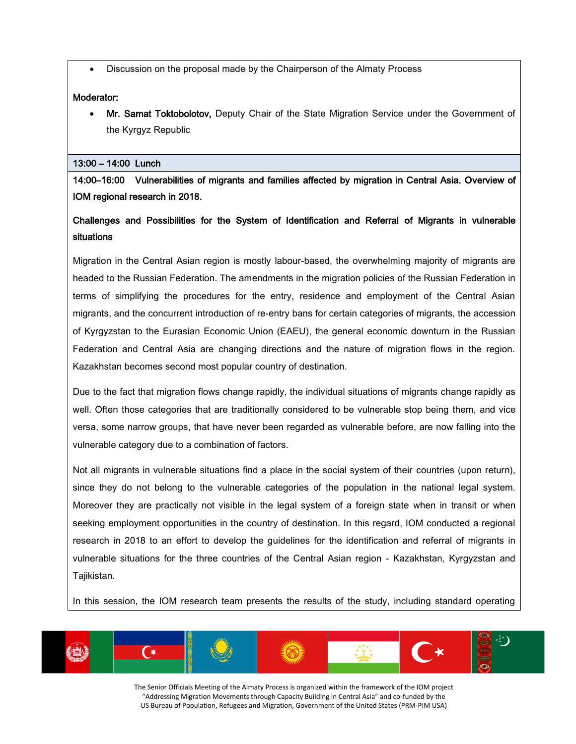- Discussion on the proposal made by the Chairperson of the Almaty Process

**Moderator:**

- **Mr. Samat Toktobolotov,** Deputy Chair of the State Migration Service under the Government of the Kyrgyz Republic

**13:00 – 14:00 Lunch**

**14:00–16:00 Vulnerabilities of migrants and families affected by migration in Central Asia. Overview of IOM regional research in 2018.**

**Challenges and Possibilities for the System of Identification and Referral of Migrants in vulnerable situations**

Migration in the Central Asian region is mostly labour-based, the overwhelming majority of migrants are headed to the Russian Federation. The amendments in the migration policies of the Russian Federation in terms of simplifying the procedures for the entry, residence and employment of the Central Asian migrants, and the concurrent introduction of re-entry bans for certain categories of migrants, the accession of Kyrgyzstan to the Eurasian Economic Union (EAEU), the general economic downturn in the Russian Federation and Central Asia are changing directions and the nature of migration flows in the region. Kazakhstan becomes second most popular country of destination.

Due to the fact that migration flows change rapidly, the individual situations of migrants change rapidly as well. Often those categories that are traditionally considered to be vulnerable stop being them, and vice versa, some narrow groups, that have never been regarded as vulnerable before, are now falling into the vulnerable category due to a combination of factors.

Not all migrants in vulnerable situations find a place in the social system of their countries (upon return), since they do not belong to the vulnerable categories of the population in the national legal system. Moreover they are practically not visible in the legal system of a foreign state when in transit or when seeking employment opportunities in the country of destination. In this regard, IOM conducted a regional research in 2018 to an effort to develop the guidelines for the identification and referral of migrants in vulnerable situations for the three countries of the Central Asian region - Kazakhstan, Kyrgyzstan and Tajikistan.

In this session, the IOM research team presents the results of the study, including standard operating

The Senior Officials Meeting of the Almaty Process is organized within the framework of the IOM project "Addressing Migration Movements through Capacity Building in Central Asia" and co-funded by the US Bureau of Population, Refugees and Migration, Government of the United States (PRM-PIM USA)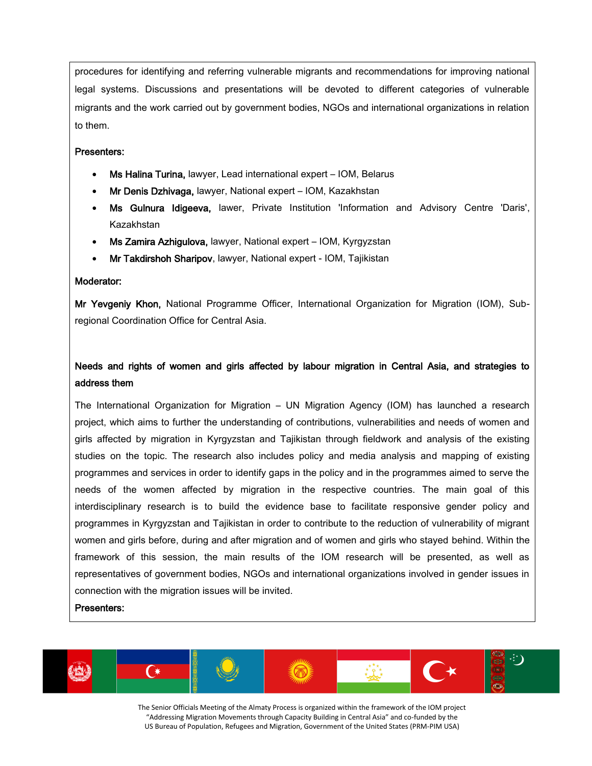procedures for identifying and referring vulnerable migrants and recommendations for improving national legal systems. Discussions and presentations will be devoted to different categories of vulnerable migrants and the work carried out by government bodies, NGOs and international organizations in relation to them.

**Presenters:**

- **Ms Halina Turina,** lawyer, Lead international expert – IOM, Belarus
- **Mr Denis Dzhivaga,** lawyer, National expert – IOM, Kazakhstan
- **Ms Gulnura Idigeeva,** lawer, Private Institution 'Information and Advisory Centre 'Daris', Kazakhstan
- **Ms Zamira Azhigulova,** lawyer, National expert – IOM, Kyrgyzstan
- **Mr Takdirshoh Sharipov**, lawyer, National expert - IOM, Tajikistan

**Moderator:**

**Mr Yevgeniy Khon,** National Programme Officer, International Organization for Migration (IOM), Sub-regional Coordination Office for Central Asia.

**Needs and rights of women and girls affected by labour migration in Central Asia, and strategies to address them**

The International Organization for Migration – UN Migration Agency (IOM) has launched a research project, which aims to further the understanding of contributions, vulnerabilities and needs of women and girls affected by migration in Kyrgyzstan and Tajikistan through fieldwork and analysis of the existing studies on the topic. The research also includes policy and media analysis and mapping of existing programmes and services in order to identify gaps in the policy and in the programmes aimed to serve the needs of the women affected by migration in the respective countries. The main goal of this interdisciplinary research is to build the evidence base to facilitate responsive gender policy and programmes in Kyrgyzstan and Tajikistan in order to contribute to the reduction of vulnerability of migrant women and girls before, during and after migration and of women and girls who stayed behind. Within the framework of this session, the main results of the IOM research will be presented, as well as representatives of government bodies, NGOs and international organizations involved in gender issues in connection with the migration issues will be invited.

**Presenters:**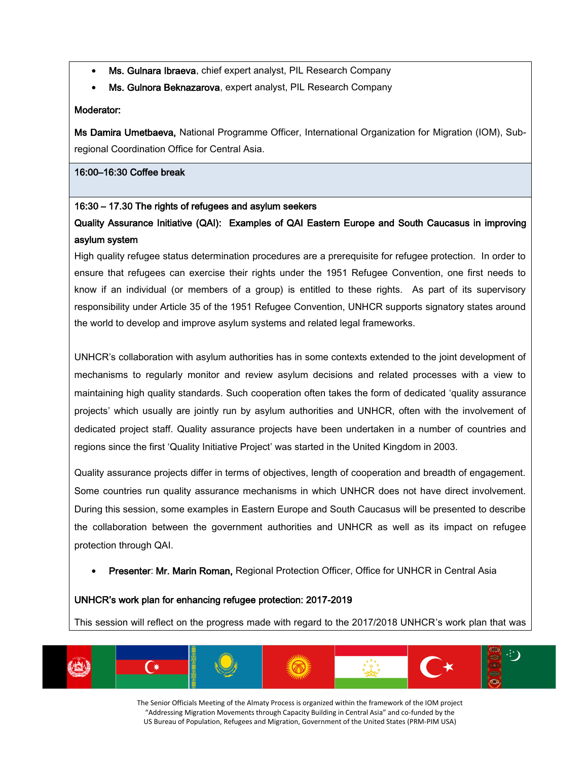- **Ms. Gulnara Ibraeva**, chief expert analyst, PIL Research Company
- **Ms. Gulnora Beknazarova**, expert analyst, PIL Research Company

**Moderator:**

**Ms Damira Umetbaeva,** National Programme Officer, International Organization for Migration (IOM), Sub-regional Coordination Office for Central Asia.

**16:00–16:30 Coffee break**

**16:30 – 17.30 The rights of refugees and asylum seekers**

**Quality Assurance Initiative (QAI): Examples of QAI Eastern Europe and South Caucasus in improving asylum system**

High quality refugee status determination procedures are a prerequisite for refugee protection. In order to ensure that refugees can exercise their rights under the 1951 Refugee Convention, one first needs to know if an individual (or members of a group) is entitled to these rights. As part of its supervisory responsibility under Article 35 of the 1951 Refugee Convention, UNHCR supports signatory states around the world to develop and improve asylum systems and related legal frameworks.

UNHCR's collaboration with asylum authorities has in some contexts extended to the joint development of mechanisms to regularly monitor and review asylum decisions and related processes with a view to maintaining high quality standards. Such cooperation often takes the form of dedicated 'quality assurance projects' which usually are jointly run by asylum authorities and UNHCR, often with the involvement of dedicated project staff. Quality assurance projects have been undertaken in a number of countries and regions since the first 'Quality Initiative Project' was started in the United Kingdom in 2003.

Quality assurance projects differ in terms of objectives, length of cooperation and breadth of engagement. Some countries run quality assurance mechanisms in which UNHCR does not have direct involvement. During this session, some examples in Eastern Europe and South Caucasus will be presented to describe the collaboration between the government authorities and UNHCR as well as its impact on refugee protection through QAI.

- **Presenter**: **Mr. Marin Roman,** Regional Protection Officer, Office for UNHCR in Central Asia

**UNHCR's work plan for enhancing refugee protection: 2017-2019**

This session will reflect on the progress made with regard to the 2017/2018 UNHCR's work plan that was

The Senior Officials Meeting of the Almaty Process is organized within the framework of the IOM project "Addressing Migration Movements through Capacity Building in Central Asia" and co-funded by the US Bureau of Population, Refugees and Migration, Government of the United States (PRM-PIM USA)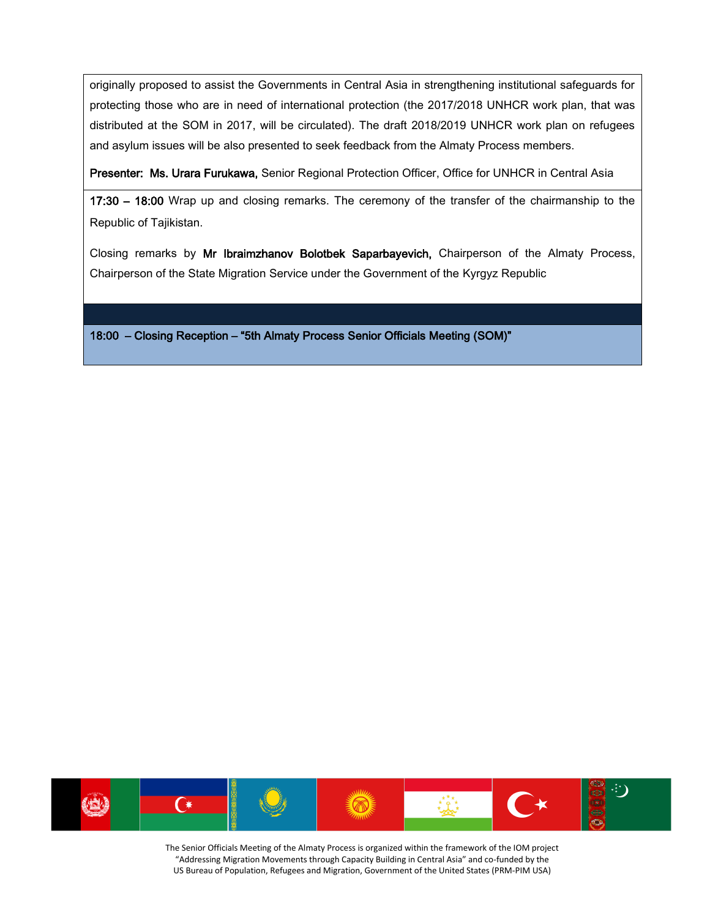originally proposed to assist the Governments in Central Asia in strengthening institutional safeguards for protecting those who are in need of international protection (the 2017/2018 UNHCR work plan, that was distributed at the SOM in 2017, will be circulated). The draft 2018/2019 UNHCR work plan on refugees and asylum issues will be also presented to seek feedback from the Almaty Process members.

**Presenter: Ms. Urara Furukawa,** Senior Regional Protection Officer, Office for UNHCR in Central Asia

**17:30 – 18:00** Wrap up and closing remarks. The ceremony of the transfer of the chairmanship to the Republic of Tajikistan.

Closing remarks by **Mr Ibraimzhanov Bolotbek Saparbayevich,** Chairperson of the Almaty Process, Chairperson of the State Migration Service under the Government of the Kyrgyz Republic

**18:00 – Closing Reception – "5th Almaty Process Senior Officials Meeting (SOM)"**

The Senior Officials Meeting of the Almaty Process is organized within the framework of the IOM project "Addressing Migration Movements through Capacity Building in Central Asia" and co-funded by the US Bureau of Population, Refugees and Migration, Government of the United States (PRM-PIM USA)